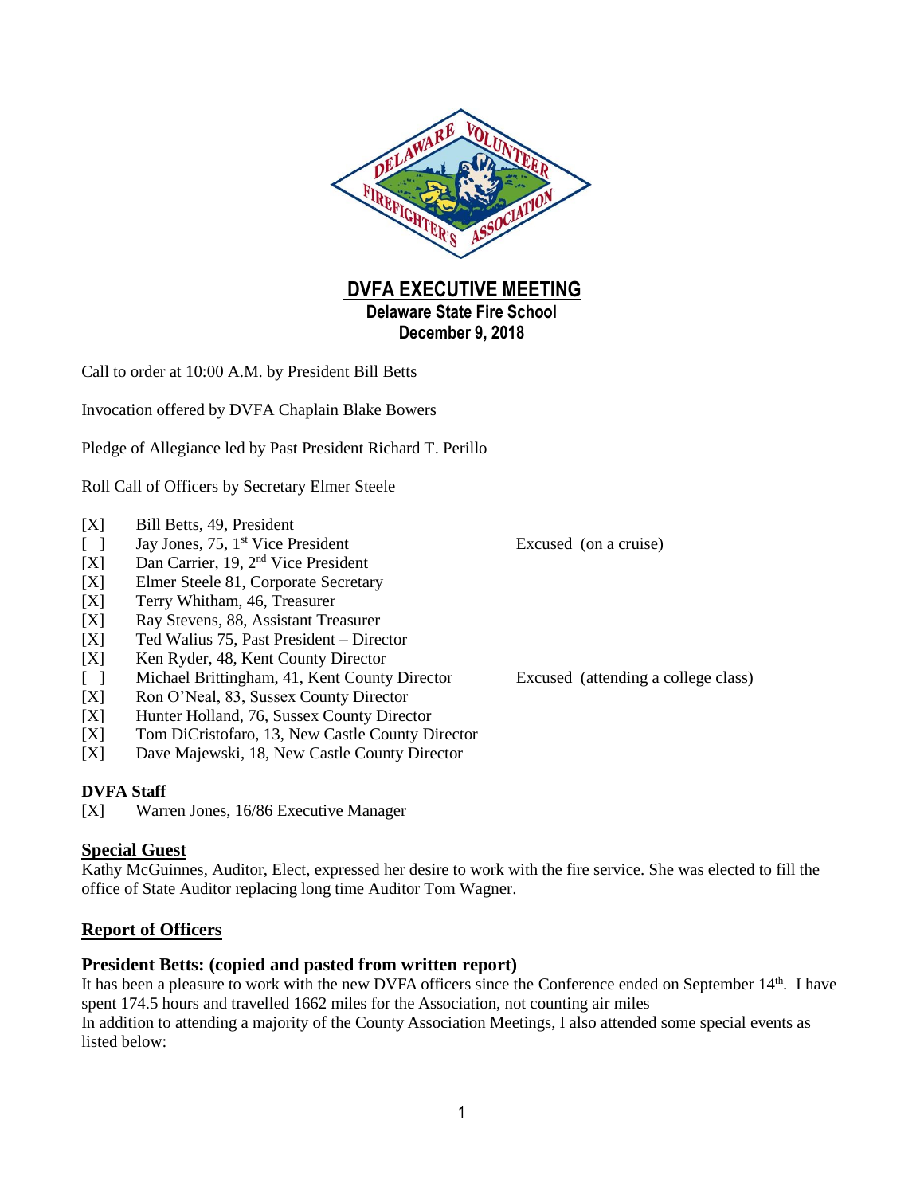# DVFA EXECUTIVE MEETING

**Delaware State Fire School**
**December 9, 2018**

Call to order at 10:00 A.M. by President Bill Betts

Invocation offered by DVFA Chaplain Blake Bowers

Pledge of Allegiance led by Past President Richard T. Perillo

Roll Call of Officers by Secretary Elmer Steele

[X] Bill Betts, 49, President
[ ] Jay Jones, 75, 1st Vice President — Excused (on a cruise)
[X] Dan Carrier, 19, 2nd Vice President
[X] Elmer Steele 81, Corporate Secretary
[X] Terry Whitham, 46, Treasurer
[X] Ray Stevens, 88, Assistant Treasurer
[X] Ted Walius 75, Past President – Director
[X] Ken Ryder, 48, Kent County Director
[ ] Michael Brittingham, 41, Kent County Director — Excused (attending a college class)
[X] Ron O'Neal, 83, Sussex County Director
[X] Hunter Holland, 76, Sussex County Director
[X] Tom DiCristofaro, 13, New Castle County Director
[X] Dave Majewski, 18, New Castle County Director

**DVFA Staff**

[X] Warren Jones, 16/86 Executive Manager

## Special Guest

Kathy McGuinnes, Auditor, Elect, expressed her desire to work with the fire service. She was elected to fill the office of State Auditor replacing long time Auditor Tom Wagner.

## Report of Officers

### President Betts: (copied and pasted from written report)

It has been a pleasure to work with the new DVFA officers since the Conference ended on September 14th. I have spent 174.5 hours and travelled 1662 miles for the Association, not counting air miles

In addition to attending a majority of the County Association Meetings, I also attended some special events as listed below: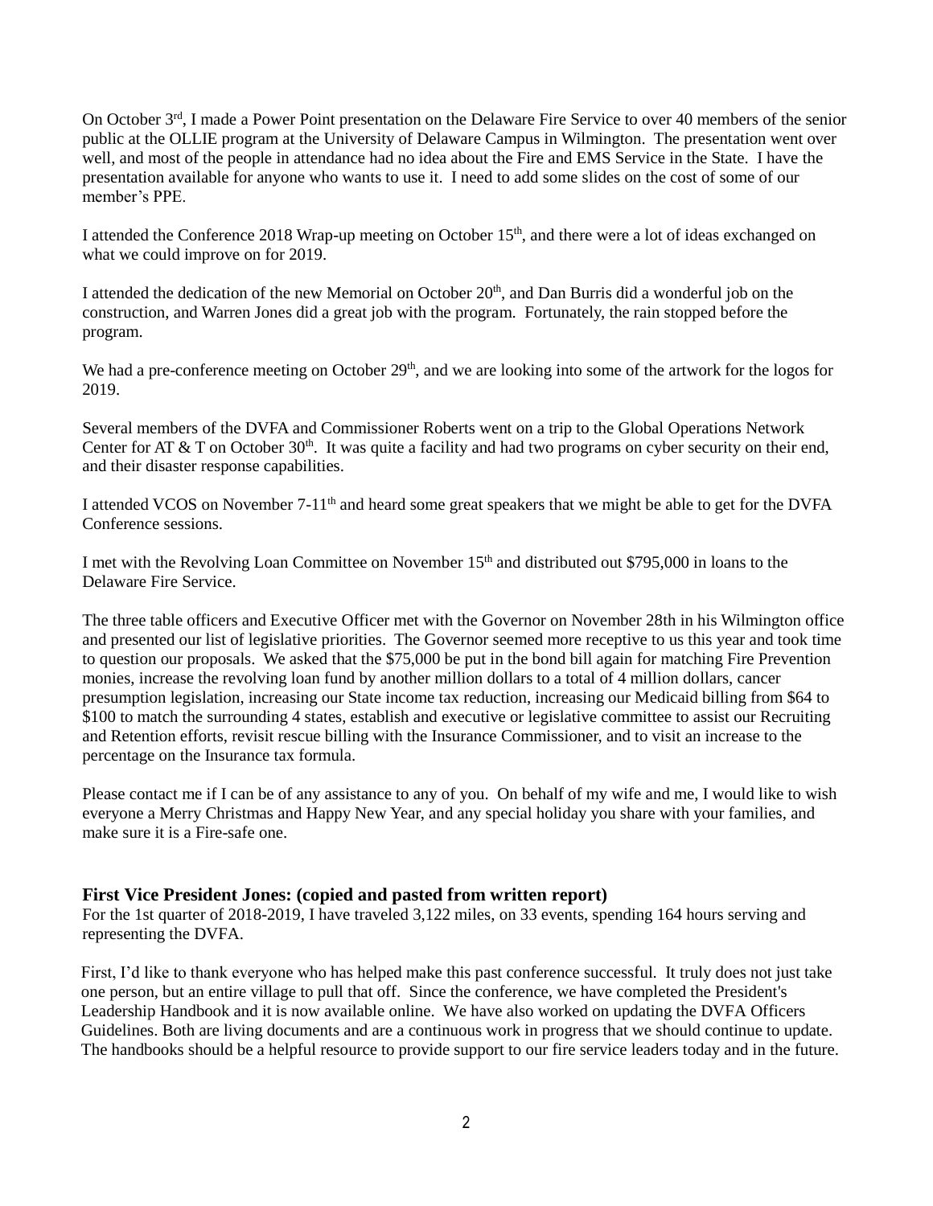On October 3rd, I made a Power Point presentation on the Delaware Fire Service to over 40 members of the senior public at the OLLIE program at the University of Delaware Campus in Wilmington. The presentation went over well, and most of the people in attendance had no idea about the Fire and EMS Service in the State. I have the presentation available for anyone who wants to use it. I need to add some slides on the cost of some of our member's PPE.

I attended the Conference 2018 Wrap-up meeting on October 15th, and there were a lot of ideas exchanged on what we could improve on for 2019.

I attended the dedication of the new Memorial on October 20th, and Dan Burris did a wonderful job on the construction, and Warren Jones did a great job with the program. Fortunately, the rain stopped before the program.

We had a pre-conference meeting on October 29th, and we are looking into some of the artwork for the logos for 2019.

Several members of the DVFA and Commissioner Roberts went on a trip to the Global Operations Network Center for AT & T on October 30th. It was quite a facility and had two programs on cyber security on their end, and their disaster response capabilities.

I attended VCOS on November 7-11th and heard some great speakers that we might be able to get for the DVFA Conference sessions.

I met with the Revolving Loan Committee on November 15th and distributed out $795,000 in loans to the Delaware Fire Service.

The three table officers and Executive Officer met with the Governor on November 28th in his Wilmington office and presented our list of legislative priorities. The Governor seemed more receptive to us this year and took time to question our proposals. We asked that the $75,000 be put in the bond bill again for matching Fire Prevention monies, increase the revolving loan fund by another million dollars to a total of 4 million dollars, cancer presumption legislation, increasing our State income tax reduction, increasing our Medicaid billing from $64 to $100 to match the surrounding 4 states, establish and executive or legislative committee to assist our Recruiting and Retention efforts, revisit rescue billing with the Insurance Commissioner, and to visit an increase to the percentage on the Insurance tax formula.

Please contact me if I can be of any assistance to any of you. On behalf of my wife and me, I would like to wish everyone a Merry Christmas and Happy New Year, and any special holiday you share with your families, and make sure it is a Fire-safe one.

**First Vice President Jones: (copied and pasted from written report)**

For the 1st quarter of 2018-2019, I have traveled 3,122 miles, on 33 events, spending 164 hours serving and representing the DVFA.

First, I'd like to thank everyone who has helped make this past conference successful. It truly does not just take one person, but an entire village to pull that off. Since the conference, we have completed the President's Leadership Handbook and it is now available online. We have also worked on updating the DVFA Officers Guidelines. Both are living documents and are a continuous work in progress that we should continue to update. The handbooks should be a helpful resource to provide support to our fire service leaders today and in the future.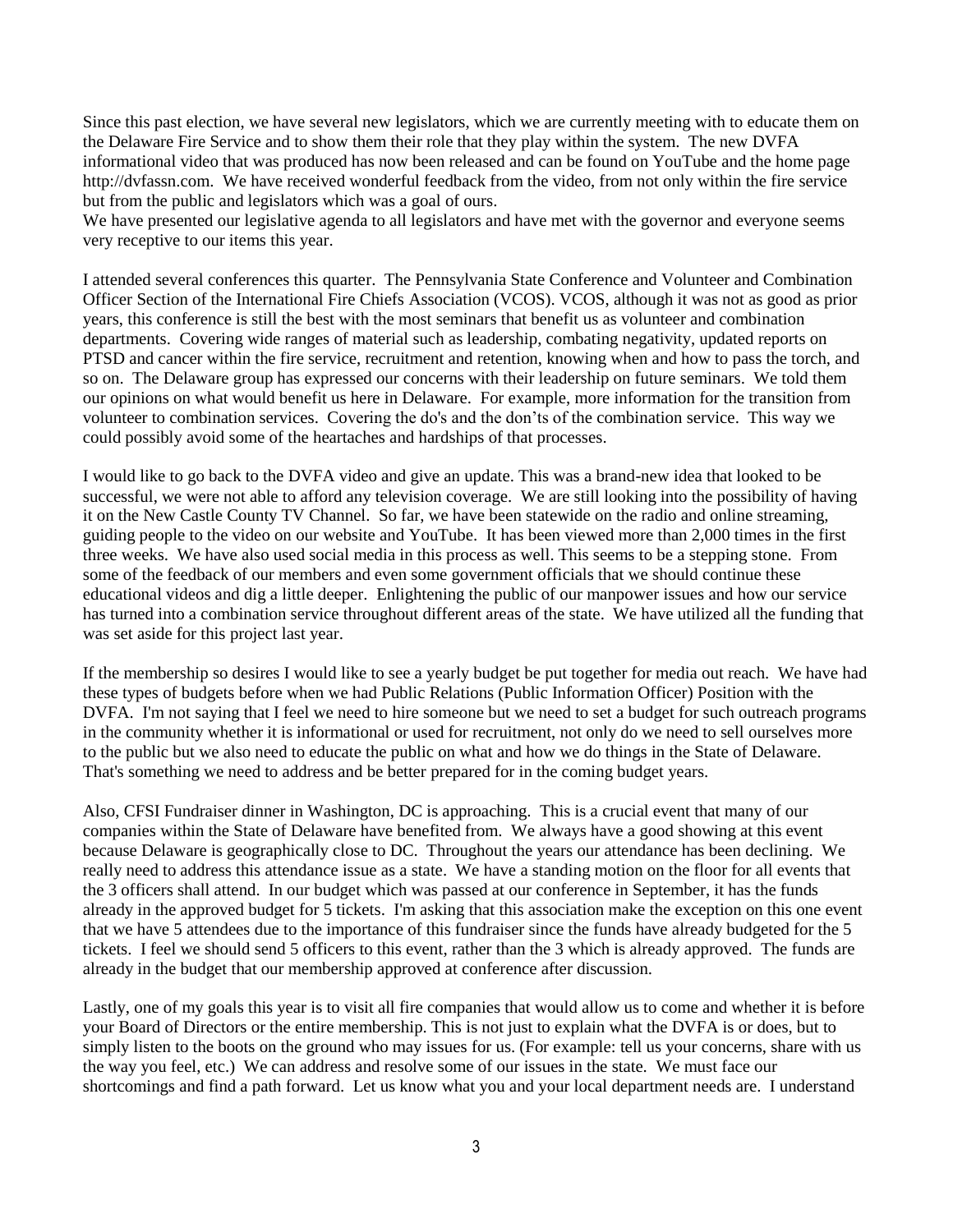Since this past election, we have several new legislators, which we are currently meeting with to educate them on the Delaware Fire Service and to show them their role that they play within the system. The new DVFA informational video that was produced has now been released and can be found on YouTube and the home page http://dvfassn.com. We have received wonderful feedback from the video, from not only within the fire service but from the public and legislators which was a goal of ours.
We have presented our legislative agenda to all legislators and have met with the governor and everyone seems very receptive to our items this year.

I attended several conferences this quarter. The Pennsylvania State Conference and Volunteer and Combination Officer Section of the International Fire Chiefs Association (VCOS). VCOS, although it was not as good as prior years, this conference is still the best with the most seminars that benefit us as volunteer and combination departments. Covering wide ranges of material such as leadership, combating negativity, updated reports on PTSD and cancer within the fire service, recruitment and retention, knowing when and how to pass the torch, and so on. The Delaware group has expressed our concerns with their leadership on future seminars. We told them our opinions on what would benefit us here in Delaware. For example, more information for the transition from volunteer to combination services. Covering the do's and the don'ts of the combination service. This way we could possibly avoid some of the heartaches and hardships of that processes.

I would like to go back to the DVFA video and give an update. This was a brand-new idea that looked to be successful, we were not able to afford any television coverage. We are still looking into the possibility of having it on the New Castle County TV Channel. So far, we have been statewide on the radio and online streaming, guiding people to the video on our website and YouTube. It has been viewed more than 2,000 times in the first three weeks. We have also used social media in this process as well. This seems to be a stepping stone. From some of the feedback of our members and even some government officials that we should continue these educational videos and dig a little deeper. Enlightening the public of our manpower issues and how our service has turned into a combination service throughout different areas of the state. We have utilized all the funding that was set aside for this project last year.

If the membership so desires I would like to see a yearly budget be put together for media out reach. We have had these types of budgets before when we had Public Relations (Public Information Officer) Position with the DVFA. I'm not saying that I feel we need to hire someone but we need to set a budget for such outreach programs in the community whether it is informational or used for recruitment, not only do we need to sell ourselves more to the public but we also need to educate the public on what and how we do things in the State of Delaware. That's something we need to address and be better prepared for in the coming budget years.

Also, CFSI Fundraiser dinner in Washington, DC is approaching. This is a crucial event that many of our companies within the State of Delaware have benefited from. We always have a good showing at this event because Delaware is geographically close to DC. Throughout the years our attendance has been declining. We really need to address this attendance issue as a state. We have a standing motion on the floor for all events that the 3 officers shall attend. In our budget which was passed at our conference in September, it has the funds already in the approved budget for 5 tickets. I'm asking that this association make the exception on this one event that we have 5 attendees due to the importance of this fundraiser since the funds have already budgeted for the 5 tickets. I feel we should send 5 officers to this event, rather than the 3 which is already approved. The funds are already in the budget that our membership approved at conference after discussion.

Lastly, one of my goals this year is to visit all fire companies that would allow us to come and whether it is before your Board of Directors or the entire membership. This is not just to explain what the DVFA is or does, but to simply listen to the boots on the ground who may issues for us. (For example: tell us your concerns, share with us the way you feel, etc.) We can address and resolve some of our issues in the state. We must face our shortcomings and find a path forward. Let us know what you and your local department needs are. I understand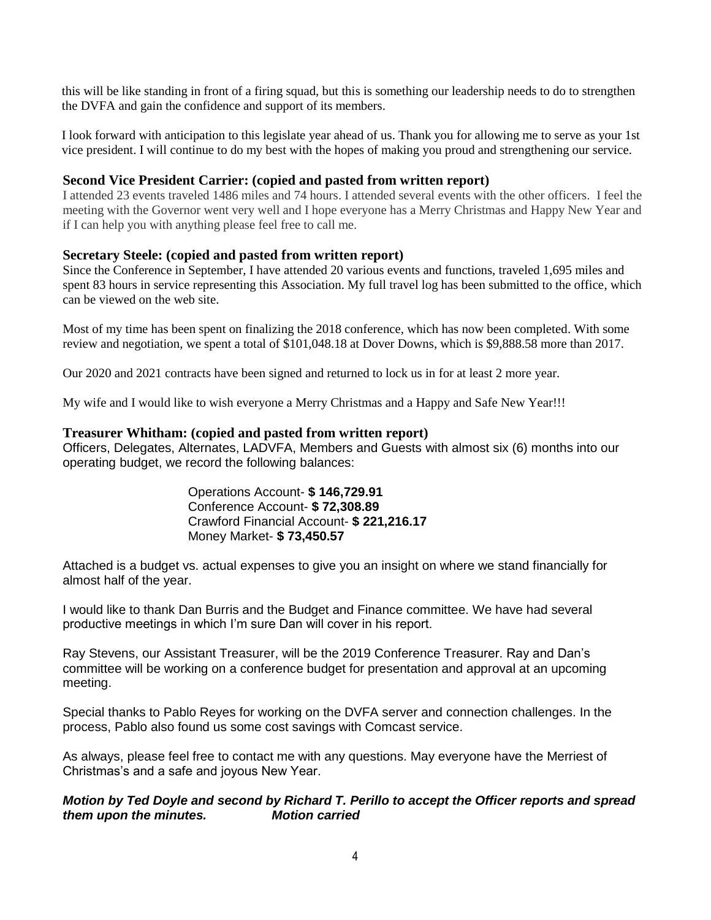this will be like standing in front of a firing squad, but this is something our leadership needs to do to strengthen the DVFA and gain the confidence and support of its members.

I look forward with anticipation to this legislate year ahead of us. Thank you for allowing me to serve as your 1st vice president. I will continue to do my best with the hopes of making you proud and strengthening our service.

### Second Vice President Carrier: (copied and pasted from written report)

I attended 23 events traveled 1486 miles and 74 hours. I attended several events with the other officers. I feel the meeting with the Governor went very well and I hope everyone has a Merry Christmas and Happy New Year and if I can help you with anything please feel free to call me.

### Secretary Steele: (copied and pasted from written report)

Since the Conference in September, I have attended 20 various events and functions, traveled 1,695 miles and spent 83 hours in service representing this Association. My full travel log has been submitted to the office, which can be viewed on the web site.

Most of my time has been spent on finalizing the 2018 conference, which has now been completed. With some review and negotiation, we spent a total of $101,048.18 at Dover Downs, which is $9,888.58 more than 2017.

Our 2020 and 2021 contracts have been signed and returned to lock us in for at least 2 more year.

My wife and I would like to wish everyone a Merry Christmas and a Happy and Safe New Year!!!

### Treasurer Whitham: (copied and pasted from written report)

Officers, Delegates, Alternates, LADVFA, Members and Guests with almost six (6) months into our operating budget, we record the following balances:

Operations Account- **$ 146,729.91**
Conference Account- **$ 72,308.89**
Crawford Financial Account- **$ 221,216.17**
Money Market- **$ 73,450.57**

Attached is a budget vs. actual expenses to give you an insight on where we stand financially for almost half of the year.

I would like to thank Dan Burris and the Budget and Finance committee. We have had several productive meetings in which I'm sure Dan will cover in his report.

Ray Stevens, our Assistant Treasurer, will be the 2019 Conference Treasurer. Ray and Dan's committee will be working on a conference budget for presentation and approval at an upcoming meeting.

Special thanks to Pablo Reyes for working on the DVFA server and connection challenges. In the process, Pablo also found us some cost savings with Comcast service.

As always, please feel free to contact me with any questions. May everyone have the Merriest of Christmas's and a safe and joyous New Year.

***Motion by Ted Doyle and second by Richard T. Perillo to accept the Officer reports and spread them upon the minutes. Motion carried***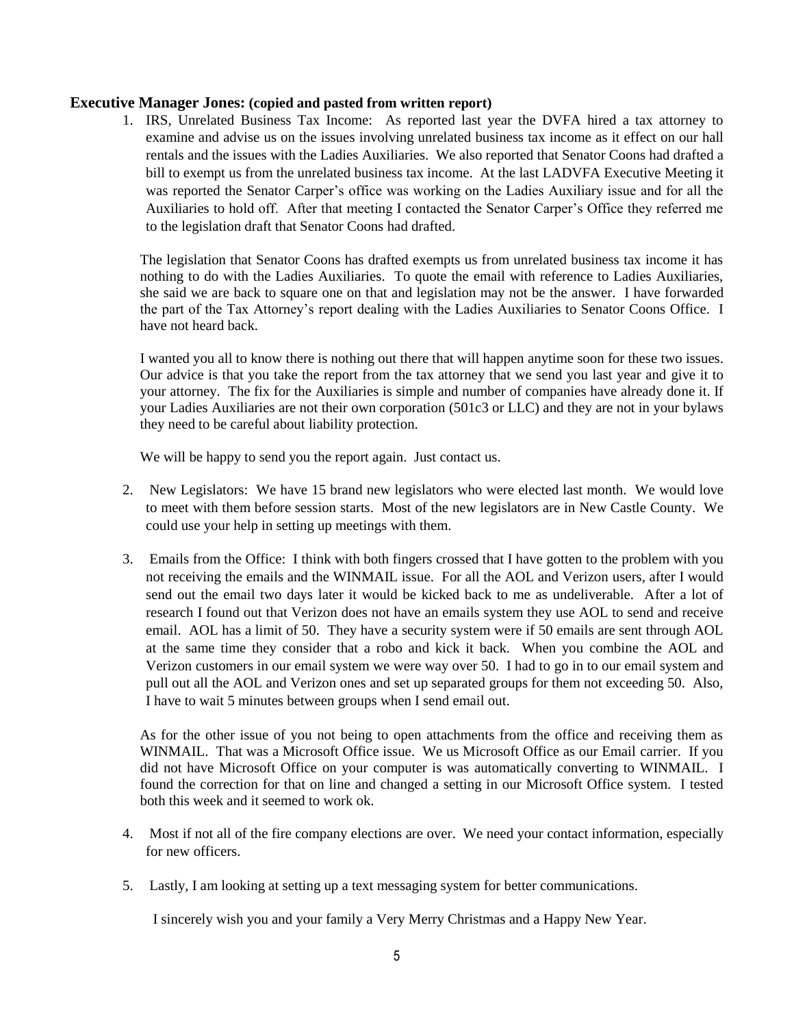**Executive Manager Jones: (copied and pasted from written report)**

1. IRS, Unrelated Business Tax Income: As reported last year the DVFA hired a tax attorney to examine and advise us on the issues involving unrelated business tax income as it effect on our hall rentals and the issues with the Ladies Auxiliaries. We also reported that Senator Coons had drafted a bill to exempt us from the unrelated business tax income. At the last LADVFA Executive Meeting it was reported the Senator Carper's office was working on the Ladies Auxiliary issue and for all the Auxiliaries to hold off. After that meeting I contacted the Senator Carper's Office they referred me to the legislation draft that Senator Coons had drafted.

   The legislation that Senator Coons has drafted exempts us from unrelated business tax income it has nothing to do with the Ladies Auxiliaries. To quote the email with reference to Ladies Auxiliaries, she said we are back to square one on that and legislation may not be the answer. I have forwarded the part of the Tax Attorney's report dealing with the Ladies Auxiliaries to Senator Coons Office. I have not heard back.

   I wanted you all to know there is nothing out there that will happen anytime soon for these two issues. Our advice is that you take the report from the tax attorney that we send you last year and give it to your attorney. The fix for the Auxiliaries is simple and number of companies have already done it. If your Ladies Auxiliaries are not their own corporation (501c3 or LLC) and they are not in your bylaws they need to be careful about liability protection.

   We will be happy to send you the report again. Just contact us.

2. New Legislators: We have 15 brand new legislators who were elected last month. We would love to meet with them before session starts. Most of the new legislators are in New Castle County. We could use your help in setting up meetings with them.

3. Emails from the Office: I think with both fingers crossed that I have gotten to the problem with you not receiving the emails and the WINMAIL issue. For all the AOL and Verizon users, after I would send out the email two days later it would be kicked back to me as undeliverable. After a lot of research I found out that Verizon does not have an emails system they use AOL to send and receive email. AOL has a limit of 50. They have a security system were if 50 emails are sent through AOL at the same time they consider that a robo and kick it back. When you combine the AOL and Verizon customers in our email system we were way over 50. I had to go in to our email system and pull out all the AOL and Verizon ones and set up separated groups for them not exceeding 50. Also, I have to wait 5 minutes between groups when I send email out.

   As for the other issue of you not being to open attachments from the office and receiving them as WINMAIL. That was a Microsoft Office issue. We us Microsoft Office as our Email carrier. If you did not have Microsoft Office on your computer is was automatically converting to WINMAIL. I found the correction for that on line and changed a setting in our Microsoft Office system. I tested both this week and it seemed to work ok.

4. Most if not all of the fire company elections are over. We need your contact information, especially for new officers.

5. Lastly, I am looking at setting up a text messaging system for better communications.

   I sincerely wish you and your family a Very Merry Christmas and a Happy New Year.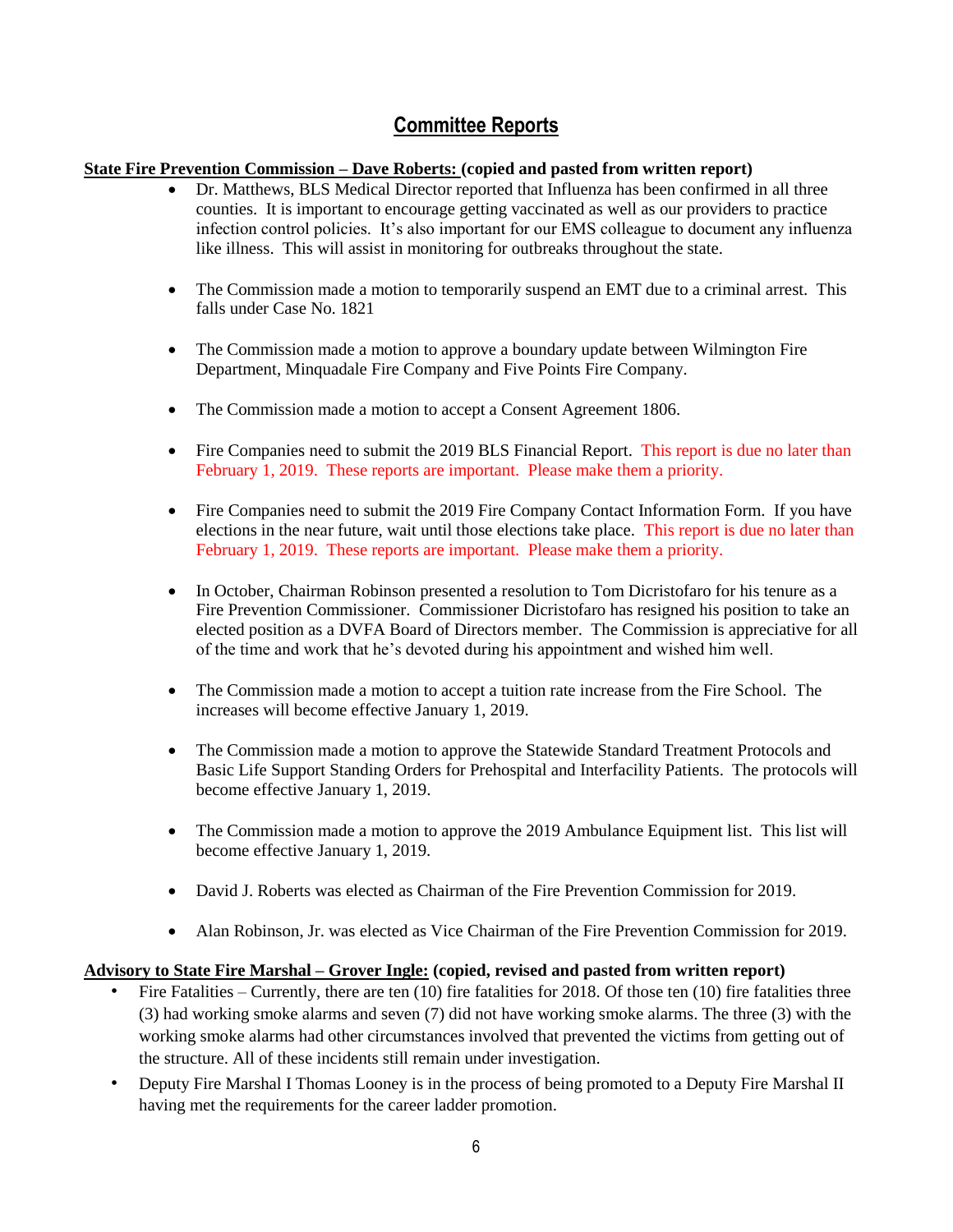## Committee Reports

**State Fire Prevention Commission – Dave Roberts: (copied and pasted from written report)**

- Dr. Matthews, BLS Medical Director reported that Influenza has been confirmed in all three counties. It is important to encourage getting vaccinated as well as our providers to practice infection control policies. It's also important for our EMS colleague to document any influenza like illness. This will assist in monitoring for outbreaks throughout the state.
- The Commission made a motion to temporarily suspend an EMT due to a criminal arrest. This falls under Case No. 1821
- The Commission made a motion to approve a boundary update between Wilmington Fire Department, Minquadale Fire Company and Five Points Fire Company.
- The Commission made a motion to accept a Consent Agreement 1806.
- Fire Companies need to submit the 2019 BLS Financial Report. This report is due no later than February 1, 2019. These reports are important. Please make them a priority.
- Fire Companies need to submit the 2019 Fire Company Contact Information Form. If you have elections in the near future, wait until those elections take place. This report is due no later than February 1, 2019. These reports are important. Please make them a priority.
- In October, Chairman Robinson presented a resolution to Tom Dicristofaro for his tenure as a Fire Prevention Commissioner. Commissioner Dicristofaro has resigned his position to take an elected position as a DVFA Board of Directors member. The Commission is appreciative for all of the time and work that he's devoted during his appointment and wished him well.
- The Commission made a motion to accept a tuition rate increase from the Fire School. The increases will become effective January 1, 2019.
- The Commission made a motion to approve the Statewide Standard Treatment Protocols and Basic Life Support Standing Orders for Prehospital and Interfacility Patients. The protocols will become effective January 1, 2019.
- The Commission made a motion to approve the 2019 Ambulance Equipment list. This list will become effective January 1, 2019.
- David J. Roberts was elected as Chairman of the Fire Prevention Commission for 2019.
- Alan Robinson, Jr. was elected as Vice Chairman of the Fire Prevention Commission for 2019.

**Advisory to State Fire Marshal – Grover Ingle: (copied, revised and pasted from written report)**

- Fire Fatalities – Currently, there are ten (10) fire fatalities for 2018. Of those ten (10) fire fatalities three (3) had working smoke alarms and seven (7) did not have working smoke alarms. The three (3) with the working smoke alarms had other circumstances involved that prevented the victims from getting out of the structure. All of these incidents still remain under investigation.
- Deputy Fire Marshal I Thomas Looney is in the process of being promoted to a Deputy Fire Marshal II having met the requirements for the career ladder promotion.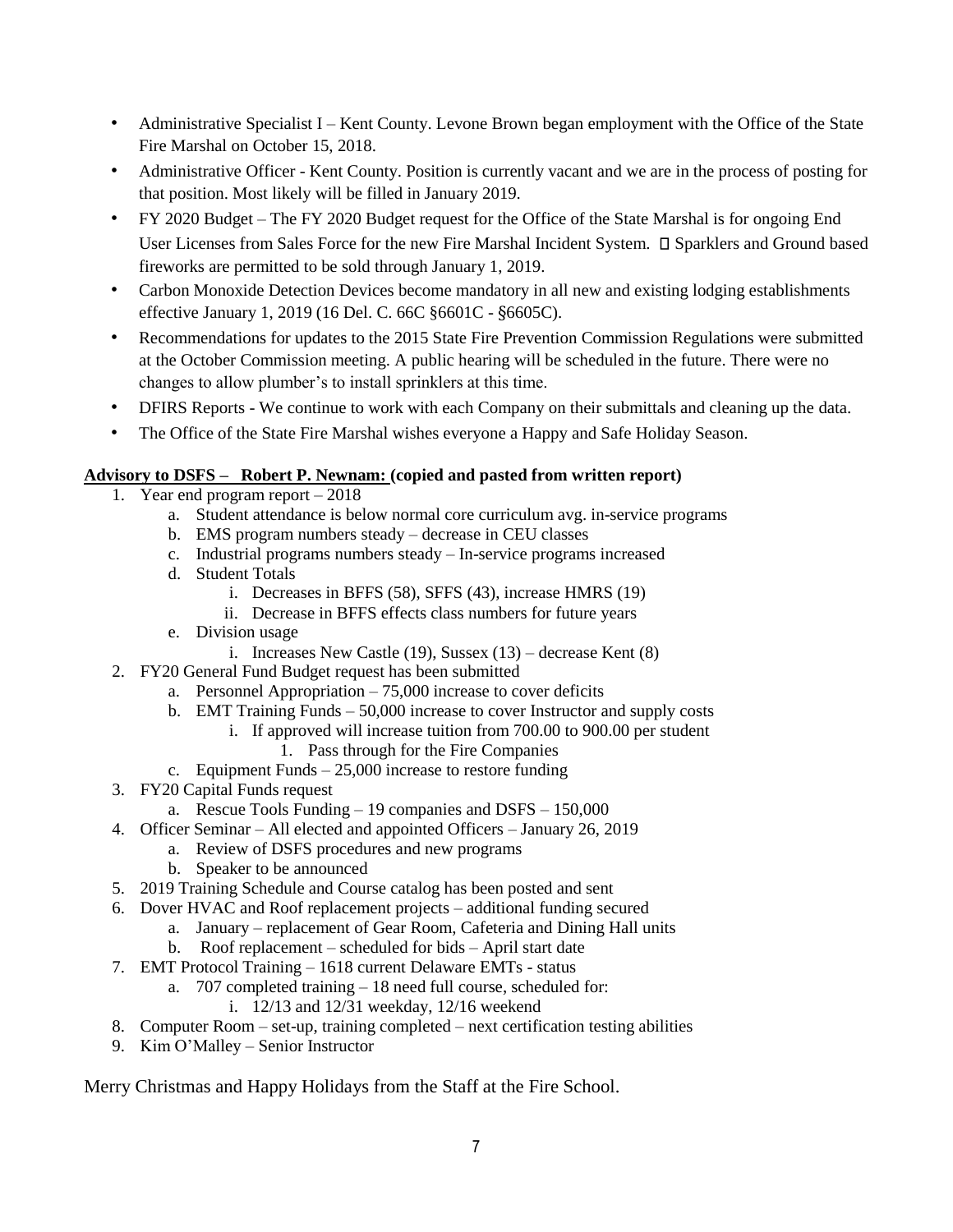- Administrative Specialist I – Kent County. Levone Brown began employment with the Office of the State Fire Marshal on October 15, 2018.
- Administrative Officer - Kent County. Position is currently vacant and we are in the process of posting for that position. Most likely will be filled in January 2019.
- FY 2020 Budget – The FY 2020 Budget request for the Office of the State Marshal is for ongoing End User Licenses from Sales Force for the new Fire Marshal Incident System.  Sparklers and Ground based fireworks are permitted to be sold through January 1, 2019.
- Carbon Monoxide Detection Devices become mandatory in all new and existing lodging establishments effective January 1, 2019 (16 Del. C. 66C §6601C - §6605C).
- Recommendations for updates to the 2015 State Fire Prevention Commission Regulations were submitted at the October Commission meeting. A public hearing will be scheduled in the future. There were no changes to allow plumber's to install sprinklers at this time.
- DFIRS Reports - We continue to work with each Company on their submittals and cleaning up the data.
- The Office of the State Fire Marshal wishes everyone a Happy and Safe Holiday Season.

**Advisory to DSFS – Robert P. Newnam: (copied and pasted from written report)**

1. Year end program report – 2018
    a. Student attendance is below normal core curriculum avg. in-service programs
    b. EMS program numbers steady – decrease in CEU classes
    c. Industrial programs numbers steady – In-service programs increased
    d. Student Totals
        i. Decreases in BFFS (58), SFFS (43), increase HMRS (19)
        ii. Decrease in BFFS effects class numbers for future years
    e. Division usage
        i. Increases New Castle (19), Sussex (13) – decrease Kent (8)
2. FY20 General Fund Budget request has been submitted
    a. Personnel Appropriation – 75,000 increase to cover deficits
    b. EMT Training Funds – 50,000 increase to cover Instructor and supply costs
        i. If approved will increase tuition from 700.00 to 900.00 per student
            1. Pass through for the Fire Companies
    c. Equipment Funds – 25,000 increase to restore funding
3. FY20 Capital Funds request
    a. Rescue Tools Funding – 19 companies and DSFS – 150,000
4. Officer Seminar – All elected and appointed Officers – January 26, 2019
    a. Review of DSFS procedures and new programs
    b. Speaker to be announced
5. 2019 Training Schedule and Course catalog has been posted and sent
6. Dover HVAC and Roof replacement projects – additional funding secured
    a. January – replacement of Gear Room, Cafeteria and Dining Hall units
    b. Roof replacement – scheduled for bids – April start date
7. EMT Protocol Training – 1618 current Delaware EMTs - status
    a. 707 completed training – 18 need full course, scheduled for:
        i. 12/13 and 12/31 weekday, 12/16 weekend
8. Computer Room – set-up, training completed – next certification testing abilities
9. Kim O'Malley – Senior Instructor

Merry Christmas and Happy Holidays from the Staff at the Fire School.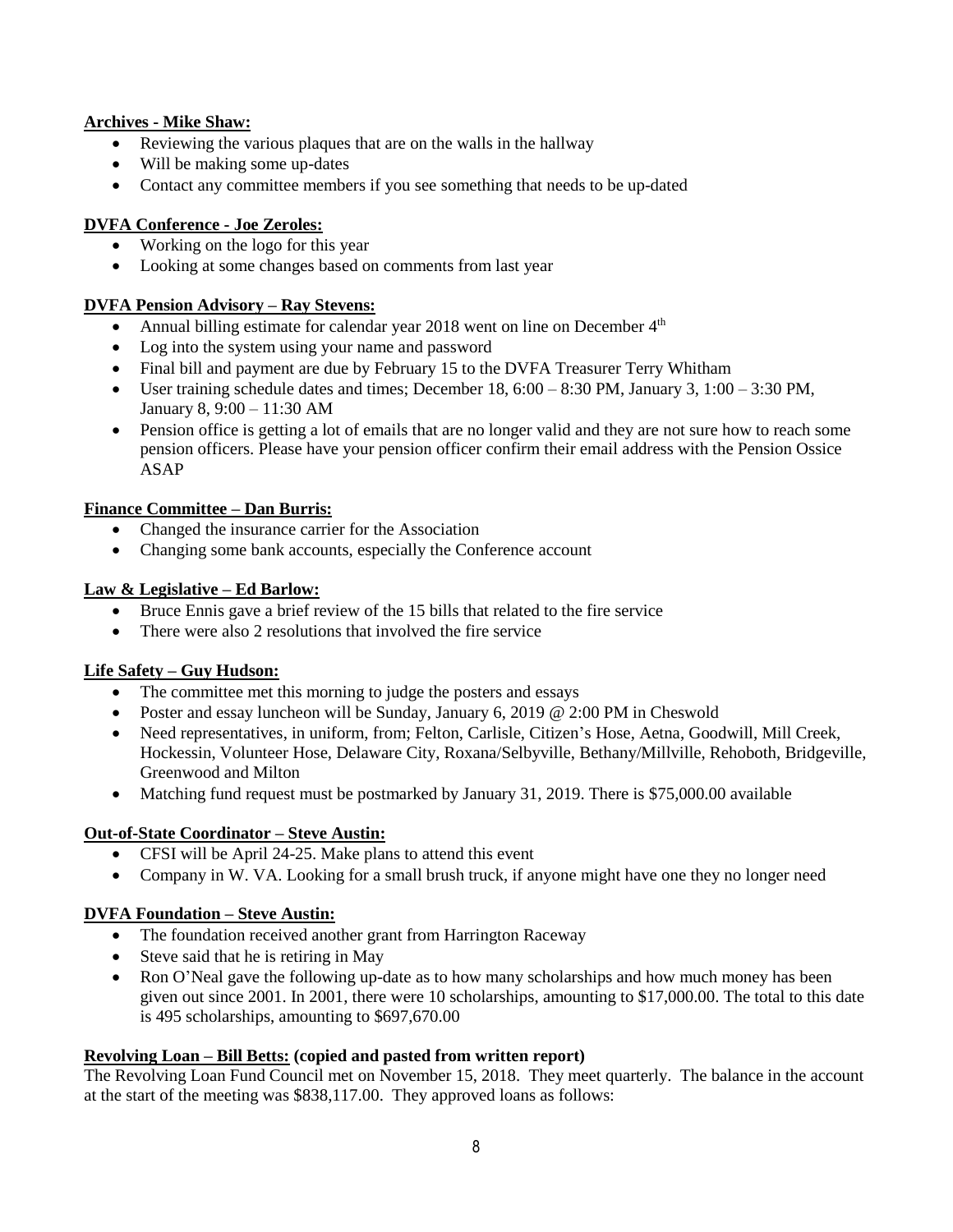**Archives - Mike Shaw:**

- Reviewing the various plaques that are on the walls in the hallway
- Will be making some up-dates
- Contact any committee members if you see something that needs to be up-dated

**DVFA Conference - Joe Zeroles:**

- Working on the logo for this year
- Looking at some changes based on comments from last year

**DVFA Pension Advisory – Ray Stevens:**

- Annual billing estimate for calendar year 2018 went on line on December 4th
- Log into the system using your name and password
- Final bill and payment are due by February 15 to the DVFA Treasurer Terry Whitham
- User training schedule dates and times; December 18, 6:00 – 8:30 PM, January 3, 1:00 – 3:30 PM, January 8, 9:00 – 11:30 AM
- Pension office is getting a lot of emails that are no longer valid and they are not sure how to reach some pension officers. Please have your pension officer confirm their email address with the Pension Ossice ASAP

**Finance Committee – Dan Burris:**

- Changed the insurance carrier for the Association
- Changing some bank accounts, especially the Conference account

**Law & Legislative – Ed Barlow:**

- Bruce Ennis gave a brief review of the 15 bills that related to the fire service
- There were also 2 resolutions that involved the fire service

**Life Safety – Guy Hudson:**

- The committee met this morning to judge the posters and essays
- Poster and essay luncheon will be Sunday, January 6, 2019 @ 2:00 PM in Cheswold
- Need representatives, in uniform, from; Felton, Carlisle, Citizen's Hose, Aetna, Goodwill, Mill Creek, Hockessin, Volunteer Hose, Delaware City, Roxana/Selbyville, Bethany/Millville, Rehoboth, Bridgeville, Greenwood and Milton
- Matching fund request must be postmarked by January 31, 2019. There is $75,000.00 available

**Out-of-State Coordinator – Steve Austin:**

- CFSI will be April 24-25. Make plans to attend this event
- Company in W. VA. Looking for a small brush truck, if anyone might have one they no longer need

**DVFA Foundation – Steve Austin:**

- The foundation received another grant from Harrington Raceway
- Steve said that he is retiring in May
- Ron O'Neal gave the following up-date as to how many scholarships and how much money has been given out since 2001. In 2001, there were 10 scholarships, amounting to $17,000.00. The total to this date is 495 scholarships, amounting to $697,670.00

**Revolving Loan – Bill Betts: (copied and pasted from written report)**

The Revolving Loan Fund Council met on November 15, 2018. They meet quarterly. The balance in the account at the start of the meeting was $838,117.00. They approved loans as follows: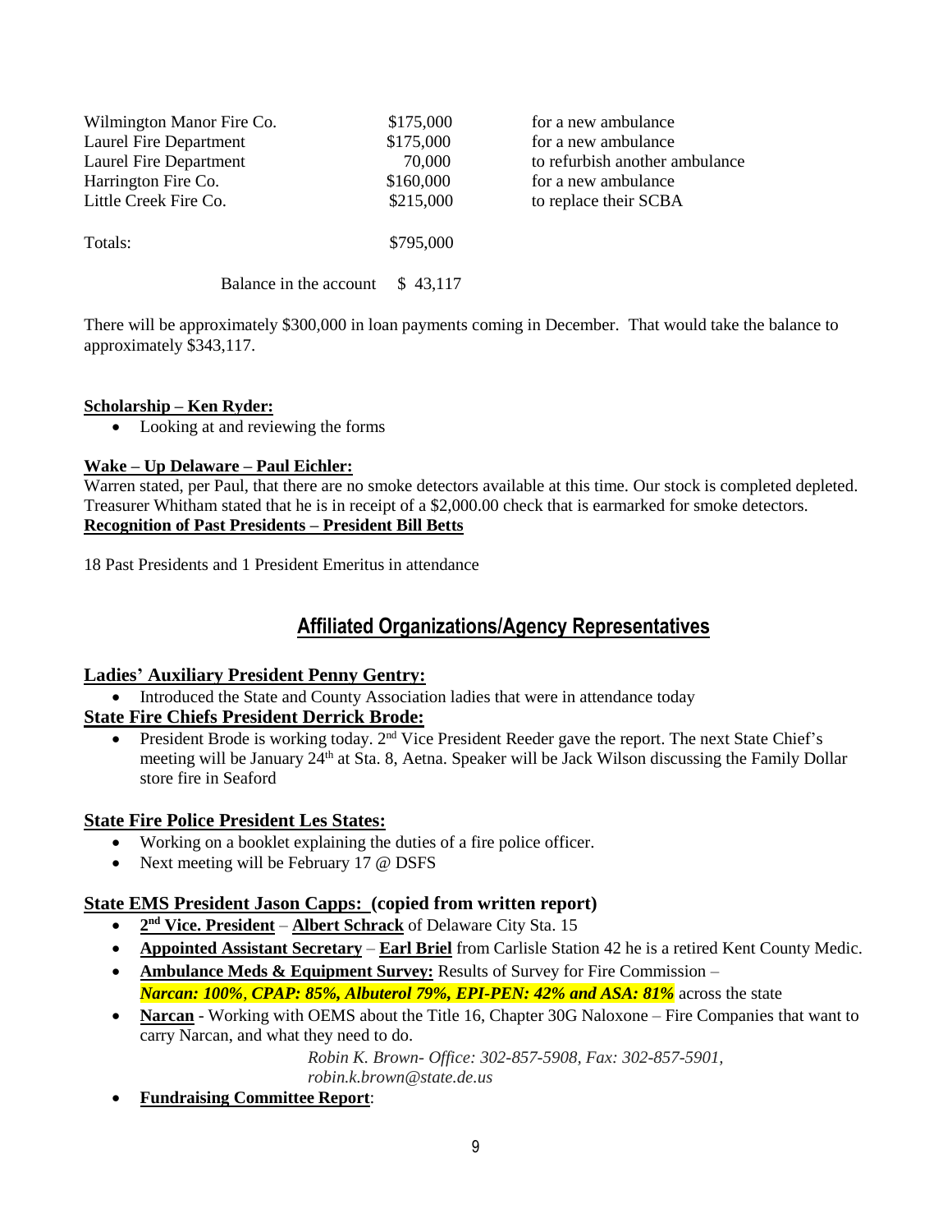| | | |
|---|---|---|
| Wilmington Manor Fire Co. | $175,000 | for a new ambulance |
| Laurel Fire Department | $175,000 | for a new ambulance |
| Laurel Fire Department | 70,000 | to refurbish another ambulance |
| Harrington Fire Co. | $160,000 | for a new ambulance |
| Little Creek Fire Co. | $215,000 | to replace their SCBA |
| Totals: | $795,000 | |
| Balance in the account | $ 43,117 | |

There will be approximately $300,000 in loan payments coming in December. That would take the balance to approximately $343,117.

**Scholarship – Ken Ryder:**

- Looking at and reviewing the forms

**Wake – Up Delaware – Paul Eichler:**

Warren stated, per Paul, that there are no smoke detectors available at this time. Our stock is completed depleted. Treasurer Whitham stated that he is in receipt of a $2,000.00 check that is earmarked for smoke detectors.

**Recognition of Past Presidents – President Bill Betts**

18 Past Presidents and 1 President Emeritus in attendance

## Affiliated Organizations/Agency Representatives

**Ladies' Auxiliary President Penny Gentry:**

- Introduced the State and County Association ladies that were in attendance today

**State Fire Chiefs President Derrick Brode:**

- President Brode is working today. 2nd Vice President Reeder gave the report. The next State Chief's meeting will be January 24th at Sta. 8, Aetna. Speaker will be Jack Wilson discussing the Family Dollar store fire in Seaford

**State Fire Police President Les States:**

- Working on a booklet explaining the duties of a fire police officer.
- Next meeting will be February 17 @ DSFS

**State EMS President Jason Capps: (copied from written report)**

- **2nd Vice. President** – **Albert Schrack** of Delaware City Sta. 15
- **Appointed Assistant Secretary** – **Earl Briel** from Carlisle Station 42 he is a retired Kent County Medic.
- **Ambulance Meds & Equipment Survey:** Results of Survey for Fire Commission – ***Narcan: 100%, CPAP: 85%, Albuterol 79%, EPI-PEN: 42% and ASA: 81%*** across the state
- **Narcan** - Working with OEMS about the Title 16, Chapter 30G Naloxone – Fire Companies that want to carry Narcan, and what they need to do.

  *Robin K. Brown- Office: 302-857-5908, Fax: 302-857-5901, robin.k.brown@state.de.us*
- **Fundraising Committee Report**: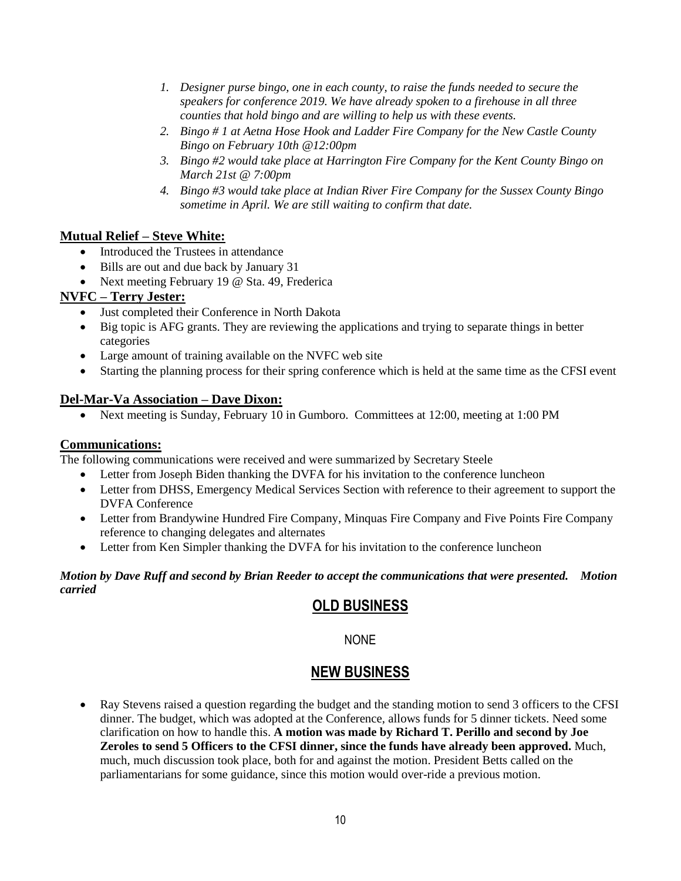1. *Designer purse bingo, one in each county, to raise the funds needed to secure the speakers for conference 2019. We have already spoken to a firehouse in all three counties that hold bingo and are willing to help us with these events.*
2. *Bingo # 1 at Aetna Hose Hook and Ladder Fire Company for the New Castle County Bingo on February 10th @12:00pm*
3. *Bingo #2 would take place at Harrington Fire Company for the Kent County Bingo on March 21st @ 7:00pm*
4. *Bingo #3 would take place at Indian River Fire Company for the Sussex County Bingo sometime in April. We are still waiting to confirm that date.*

**Mutual Relief – Steve White:**

- Introduced the Trustees in attendance
- Bills are out and due back by January 31
- Next meeting February 19 @ Sta. 49, Frederica

**NVFC – Terry Jester:**

- Just completed their Conference in North Dakota
- Big topic is AFG grants. They are reviewing the applications and trying to separate things in better categories
- Large amount of training available on the NVFC web site
- Starting the planning process for their spring conference which is held at the same time as the CFSI event

**Del-Mar-Va Association – Dave Dixon:**

- Next meeting is Sunday, February 10 in Gumboro. Committees at 12:00, meeting at 1:00 PM

**Communications:**

The following communications were received and were summarized by Secretary Steele

- Letter from Joseph Biden thanking the DVFA for his invitation to the conference luncheon
- Letter from DHSS, Emergency Medical Services Section with reference to their agreement to support the DVFA Conference
- Letter from Brandywine Hundred Fire Company, Minquas Fire Company and Five Points Fire Company reference to changing delegates and alternates
- Letter from Ken Simpler thanking the DVFA for his invitation to the conference luncheon

***Motion by Dave Ruff and second by Brian Reeder to accept the communications that were presented. Motion carried***

## OLD BUSINESS

NONE

## NEW BUSINESS

- Ray Stevens raised a question regarding the budget and the standing motion to send 3 officers to the CFSI dinner. The budget, which was adopted at the Conference, allows funds for 5 dinner tickets. Need some clarification on how to handle this. **A motion was made by Richard T. Perillo and second by Joe Zeroles to send 5 Officers to the CFSI dinner, since the funds have already been approved.** Much, much, much discussion took place, both for and against the motion. President Betts called on the parliamentarians for some guidance, since this motion would over-ride a previous motion.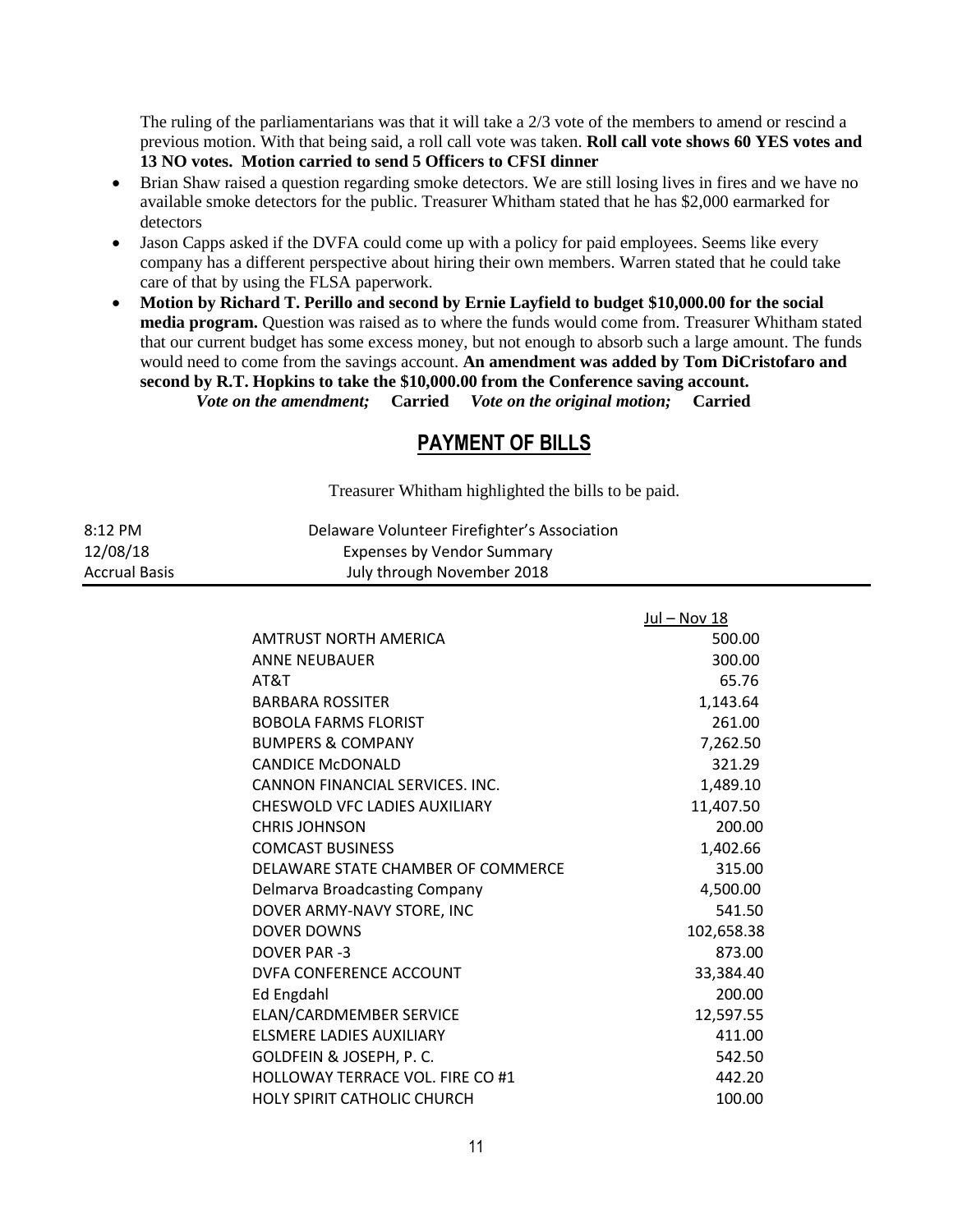The ruling of the parliamentarians was that it will take a 2/3 vote of the members to amend or rescind a previous motion. With that being said, a roll call vote was taken. **Roll call vote shows 60 YES votes and 13 NO votes. Motion carried to send 5 Officers to CFSI dinner**

- Brian Shaw raised a question regarding smoke detectors. We are still losing lives in fires and we have no available smoke detectors for the public. Treasurer Whitham stated that he has $2,000 earmarked for detectors
- Jason Capps asked if the DVFA could come up with a policy for paid employees. Seems like every company has a different perspective about hiring their own members. Warren stated that he could take care of that by using the FLSA paperwork.
- **Motion by Richard T. Perillo and second by Ernie Layfield to budget $10,000.00 for the social media program.** Question was raised as to where the funds would come from. Treasurer Whitham stated that our current budget has some excess money, but not enough to absorb such a large amount. The funds would need to come from the savings account. **An amendment was added by Tom DiCristofaro and second by R.T. Hopkins to take the $10,000.00 from the Conference saving account.**
  *Vote on the amendment;* **Carried** *Vote on the original motion;* **Carried**

## PAYMENT OF BILLS

Treasurer Whitham highlighted the bills to be paid.

| 8:12 PM | Delaware Volunteer Firefighter's Association |
|---|---|
| 12/08/18 | Expenses by Vendor Summary |
| Accrual Basis | July through November 2018 |

| | Jul – Nov 18 |
|---|---|
| AMTRUST NORTH AMERICA | 500.00 |
| ANNE NEUBAUER | 300.00 |
| AT&T | 65.76 |
| BARBARA ROSSITER | 1,143.64 |
| BOBOLA FARMS FLORIST | 261.00 |
| BUMPERS & COMPANY | 7,262.50 |
| CANDICE McDONALD | 321.29 |
| CANNON FINANCIAL SERVICES. INC. | 1,489.10 |
| CHESWOLD VFC LADIES AUXILIARY | 11,407.50 |
| CHRIS JOHNSON | 200.00 |
| COMCAST BUSINESS | 1,402.66 |
| DELAWARE STATE CHAMBER OF COMMERCE | 315.00 |
| Delmarva Broadcasting Company | 4,500.00 |
| DOVER ARMY-NAVY STORE, INC | 541.50 |
| DOVER DOWNS | 102,658.38 |
| DOVER PAR -3 | 873.00 |
| DVFA CONFERENCE ACCOUNT | 33,384.40 |
| Ed Engdahl | 200.00 |
| ELAN/CARDMEMBER SERVICE | 12,597.55 |
| ELSMERE LADIES AUXILIARY | 411.00 |
| GOLDFEIN & JOSEPH, P. C. | 542.50 |
| HOLLOWAY TERRACE VOL. FIRE CO #1 | 442.20 |
| HOLY SPIRIT CATHOLIC CHURCH | 100.00 |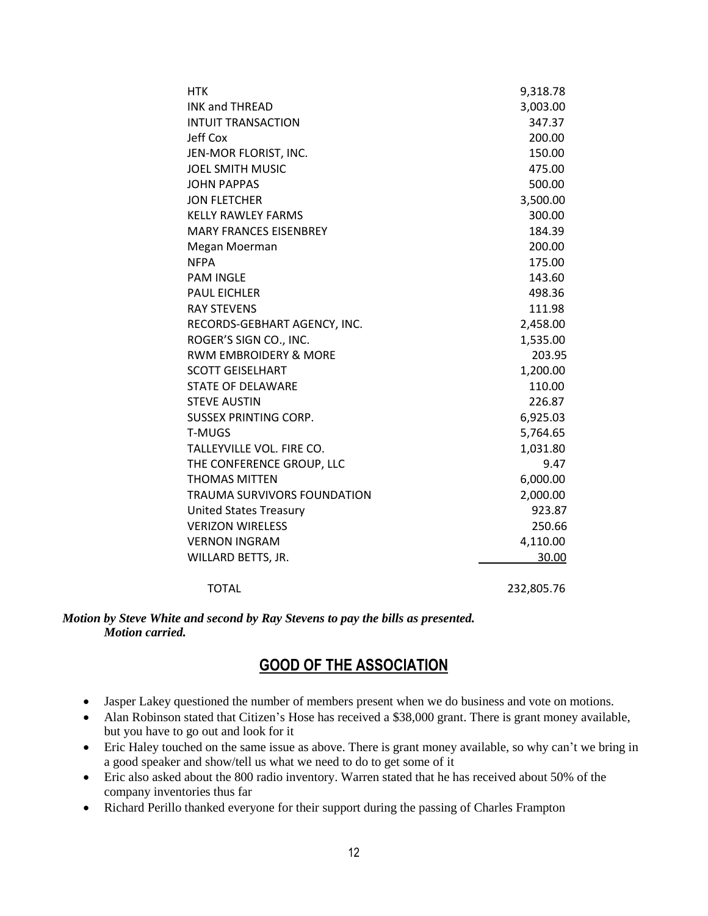| | |
|---|---|
| HTK | 9,318.78 |
| INK and THREAD | 3,003.00 |
| INTUIT TRANSACTION | 347.37 |
| Jeff Cox | 200.00 |
| JEN-MOR FLORIST, INC. | 150.00 |
| JOEL SMITH MUSIC | 475.00 |
| JOHN PAPPAS | 500.00 |
| JON FLETCHER | 3,500.00 |
| KELLY RAWLEY FARMS | 300.00 |
| MARY FRANCES EISENBREY | 184.39 |
| Megan Moerman | 200.00 |
| NFPA | 175.00 |
| PAM INGLE | 143.60 |
| PAUL EICHLER | 498.36 |
| RAY STEVENS | 111.98 |
| RECORDS-GEBHART AGENCY, INC. | 2,458.00 |
| ROGER'S SIGN CO., INC. | 1,535.00 |
| RWM EMBROIDERY & MORE | 203.95 |
| SCOTT GEISELHART | 1,200.00 |
| STATE OF DELAWARE | 110.00 |
| STEVE AUSTIN | 226.87 |
| SUSSEX PRINTING CORP. | 6,925.03 |
| T-MUGS | 5,764.65 |
| TALLEYVILLE VOL. FIRE CO. | 1,031.80 |
| THE CONFERENCE GROUP, LLC | 9.47 |
| THOMAS MITTEN | 6,000.00 |
| TRAUMA SURVIVORS FOUNDATION | 2,000.00 |
| United States Treasury | 923.87 |
| VERIZON WIRELESS | 250.66 |
| VERNON INGRAM | 4,110.00 |
| WILLARD BETTS, JR. | 30.00 |
| TOTAL | 232,805.76 |

***Motion by Steve White and second by Ray Stevens to pay the bills as presented.***
***Motion carried.***

## GOOD OF THE ASSOCIATION

- Jasper Lakey questioned the number of members present when we do business and vote on motions.
- Alan Robinson stated that Citizen's Hose has received a $38,000 grant. There is grant money available, but you have to go out and look for it
- Eric Haley touched on the same issue as above. There is grant money available, so why can't we bring in a good speaker and show/tell us what we need to do to get some of it
- Eric also asked about the 800 radio inventory. Warren stated that he has received about 50% of the company inventories thus far
- Richard Perillo thanked everyone for their support during the passing of Charles Frampton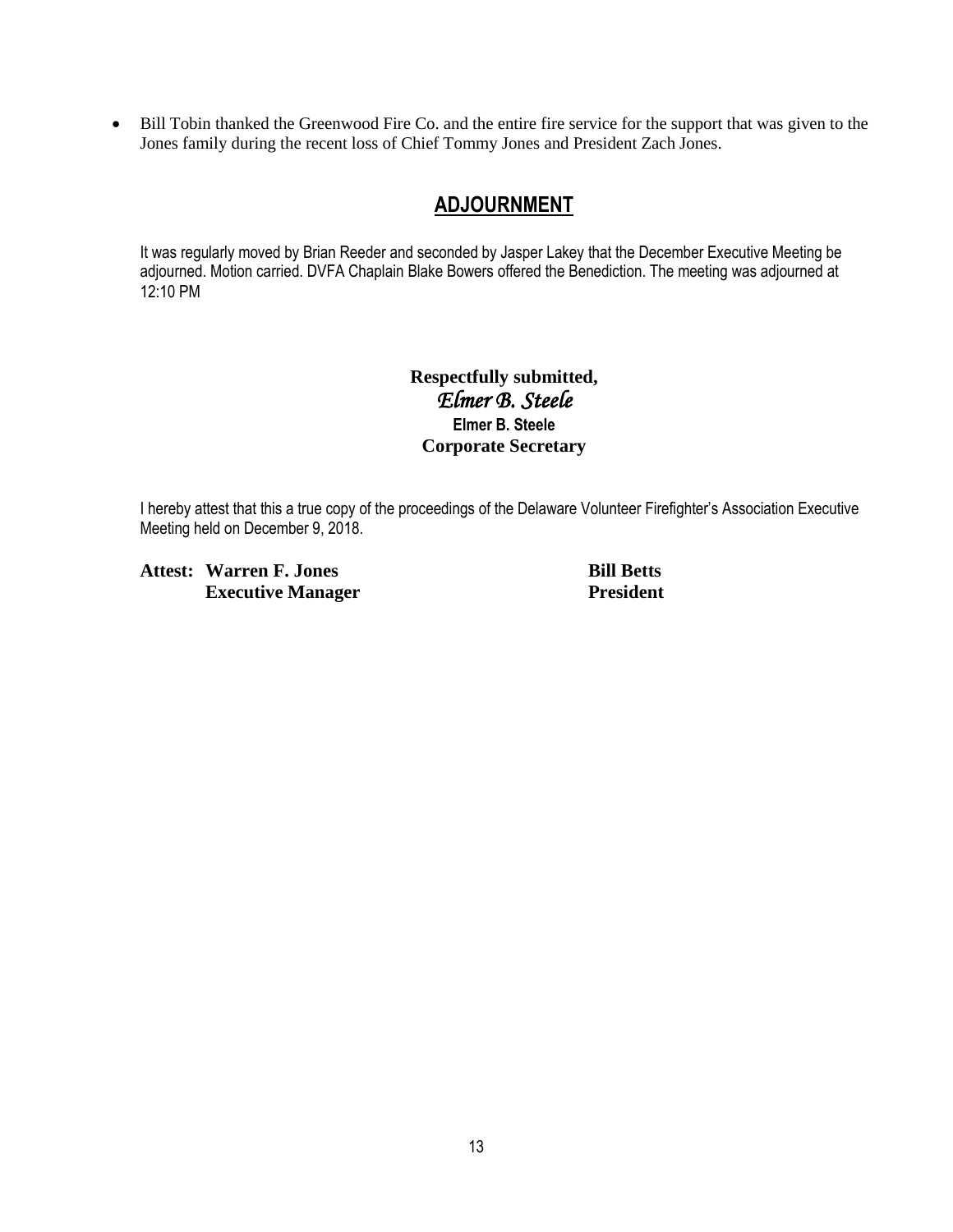- Bill Tobin thanked the Greenwood Fire Co. and the entire fire service for the support that was given to the Jones family during the recent loss of Chief Tommy Jones and President Zach Jones.

## ADJOURNMENT

It was regularly moved by Brian Reeder and seconded by Jasper Lakey that the December Executive Meeting be adjourned. Motion carried. DVFA Chaplain Blake Bowers offered the Benediction. The meeting was adjourned at 12:10 PM

**Respectfully submitted,**
*Elmer B. Steele*
**Elmer B. Steele**
**Corporate Secretary**

I hereby attest that this a true copy of the proceedings of the Delaware Volunteer Firefighter's Association Executive Meeting held on December 9, 2018.

**Attest: Warren F. Jones**
**Executive Manager**

**Bill Betts**
**President**